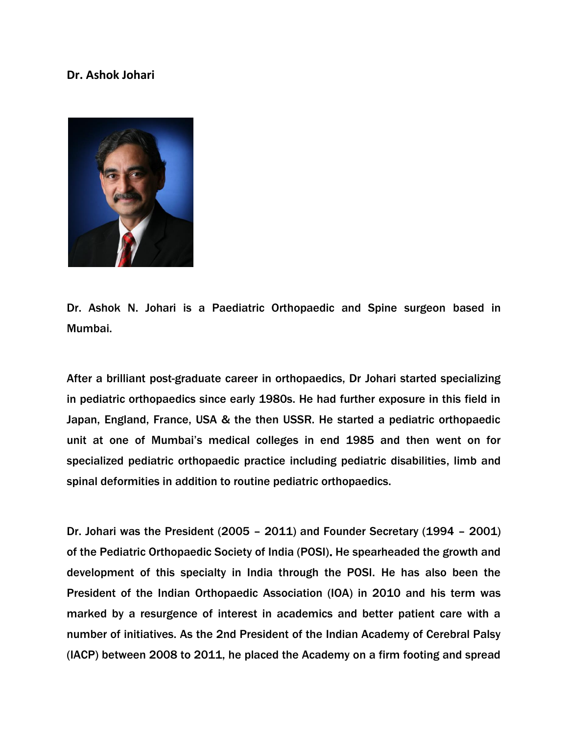**Dr. Ashok Johari**

Dr. Ashok N. Johari is a Paediatric Orthopaedic and Spine surgeon based in Mumbai.

After a brilliant post-graduate career in orthopaedics, Dr Johari started specializing in pediatric orthopaedics since early 1980s. He had further exposure in this field in Japan, England, France, USA & the then USSR. He started a pediatric orthopaedic unit at one of Mumbai's medical colleges in end 1985 and then went on for specialized pediatric orthopaedic practice including pediatric disabilities, limb and spinal deformities in addition to routine pediatric orthopaedics.

Dr. Johari was the President (2005 – 2011) and Founder Secretary (1994 – 2001) of the Pediatric Orthopaedic Society of India (POSI). He spearheaded the growth and development of this specialty in India through the POSI. He has also been the President of the Indian Orthopaedic Association (IOA) in 2010 and his term was marked by a resurgence of interest in academics and better patient care with a number of initiatives. As the 2nd President of the Indian Academy of Cerebral Palsy (IACP) between 2008 to 2011, he placed the Academy on a firm footing and spread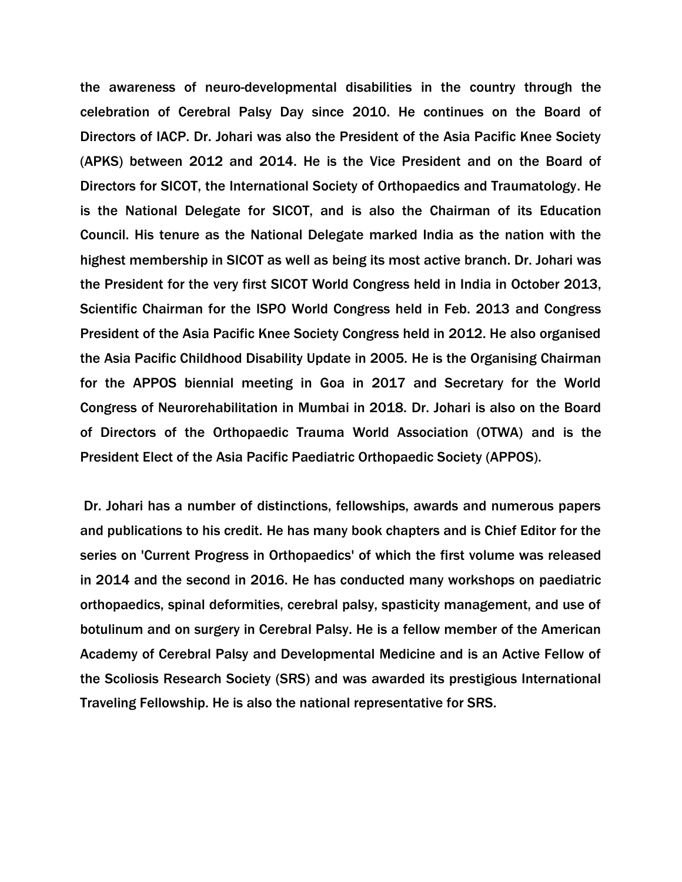the awareness of neuro-developmental disabilities in the country through the celebration of Cerebral Palsy Day since 2010. He continues on the Board of Directors of IACP. Dr. Johari was also the President of the Asia Pacific Knee Society (APKS) between 2012 and 2014. He is the Vice President and on the Board of Directors for SICOT, the International Society of Orthopaedics and Traumatology. He is the National Delegate for SICOT, and is also the Chairman of its Education Council. His tenure as the National Delegate marked India as the nation with the highest membership in SICOT as well as being its most active branch. Dr. Johari was the President for the very first SICOT World Congress held in India in October 2013, Scientific Chairman for the ISPO World Congress held in Feb. 2013 and Congress President of the Asia Pacific Knee Society Congress held in 2012. He also organised the Asia Pacific Childhood Disability Update in 2005. He is the Organising Chairman for the APPOS biennial meeting in Goa in 2017 and Secretary for the World Congress of Neurorehabilitation in Mumbai in 2018. Dr. Johari is also on the Board of Directors of the Orthopaedic Trauma World Association (OTWA) and is the President Elect of the Asia Pacific Paediatric Orthopaedic Society (APPOS).

Dr. Johari has a number of distinctions, fellowships, awards and numerous papers and publications to his credit. He has many book chapters and is Chief Editor for the series on 'Current Progress in Orthopaedics' of which the first volume was released in 2014 and the second in 2016. He has conducted many workshops on paediatric orthopaedics, spinal deformities, cerebral palsy, spasticity management, and use of botulinum and on surgery in Cerebral Palsy. He is a fellow member of the American Academy of Cerebral Palsy and Developmental Medicine and is an Active Fellow of the Scoliosis Research Society (SRS) and was awarded its prestigious International Traveling Fellowship. He is also the national representative for SRS.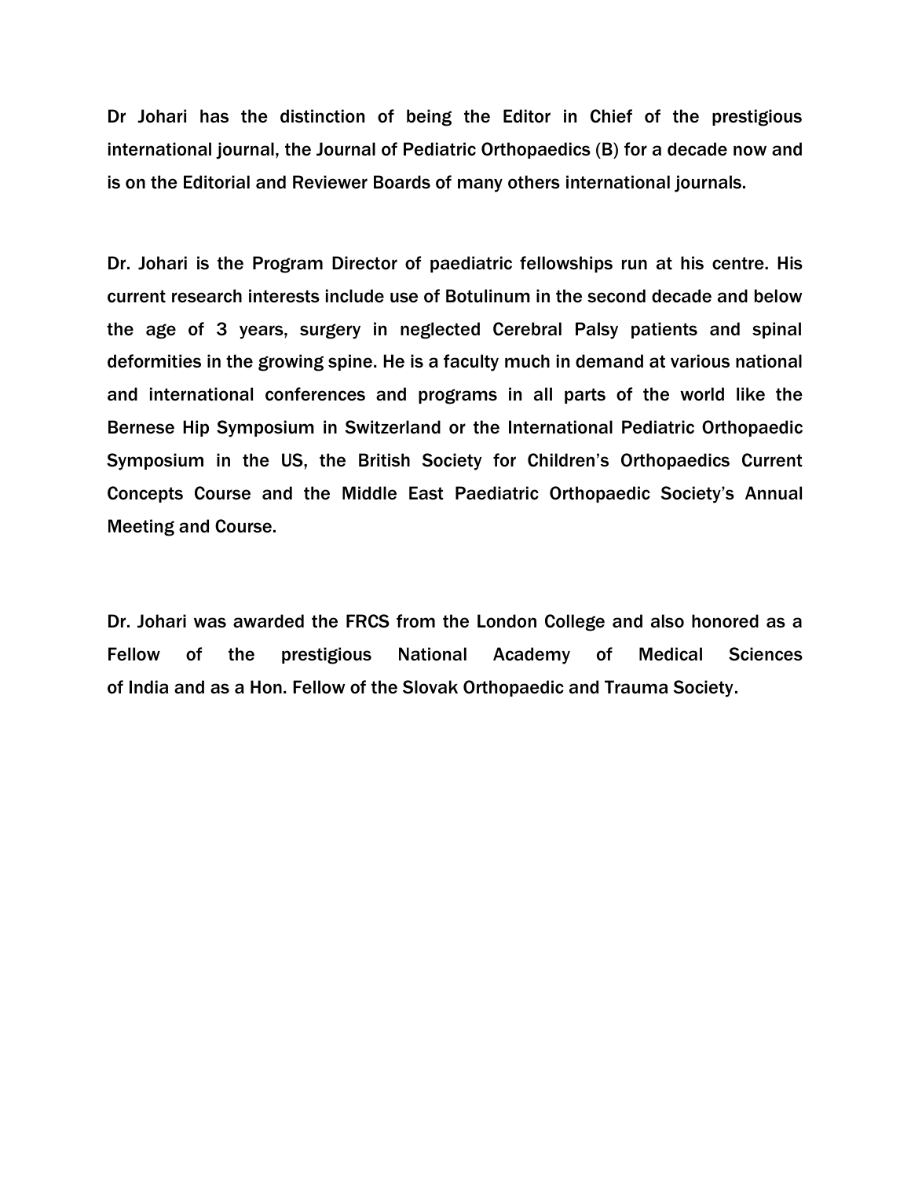Dr Johari has the distinction of being the Editor in Chief of the prestigious international journal, the Journal of Pediatric Orthopaedics (B) for a decade now and is on the Editorial and Reviewer Boards of many others international journals.

Dr. Johari is the Program Director of paediatric fellowships run at his centre. His current research interests include use of Botulinum in the second decade and below the age of 3 years, surgery in neglected Cerebral Palsy patients and spinal deformities in the growing spine. He is a faculty much in demand at various national and international conferences and programs in all parts of the world like the Bernese Hip Symposium in Switzerland or the International Pediatric Orthopaedic Symposium in the US, the British Society for Children's Orthopaedics Current Concepts Course and the Middle East Paediatric Orthopaedic Society's Annual Meeting and Course.

Dr. Johari was awarded the FRCS from the London College and also honored as a Fellow of the prestigious National Academy of Medical Sciences of India and as a Hon. Fellow of the Slovak Orthopaedic and Trauma Society.